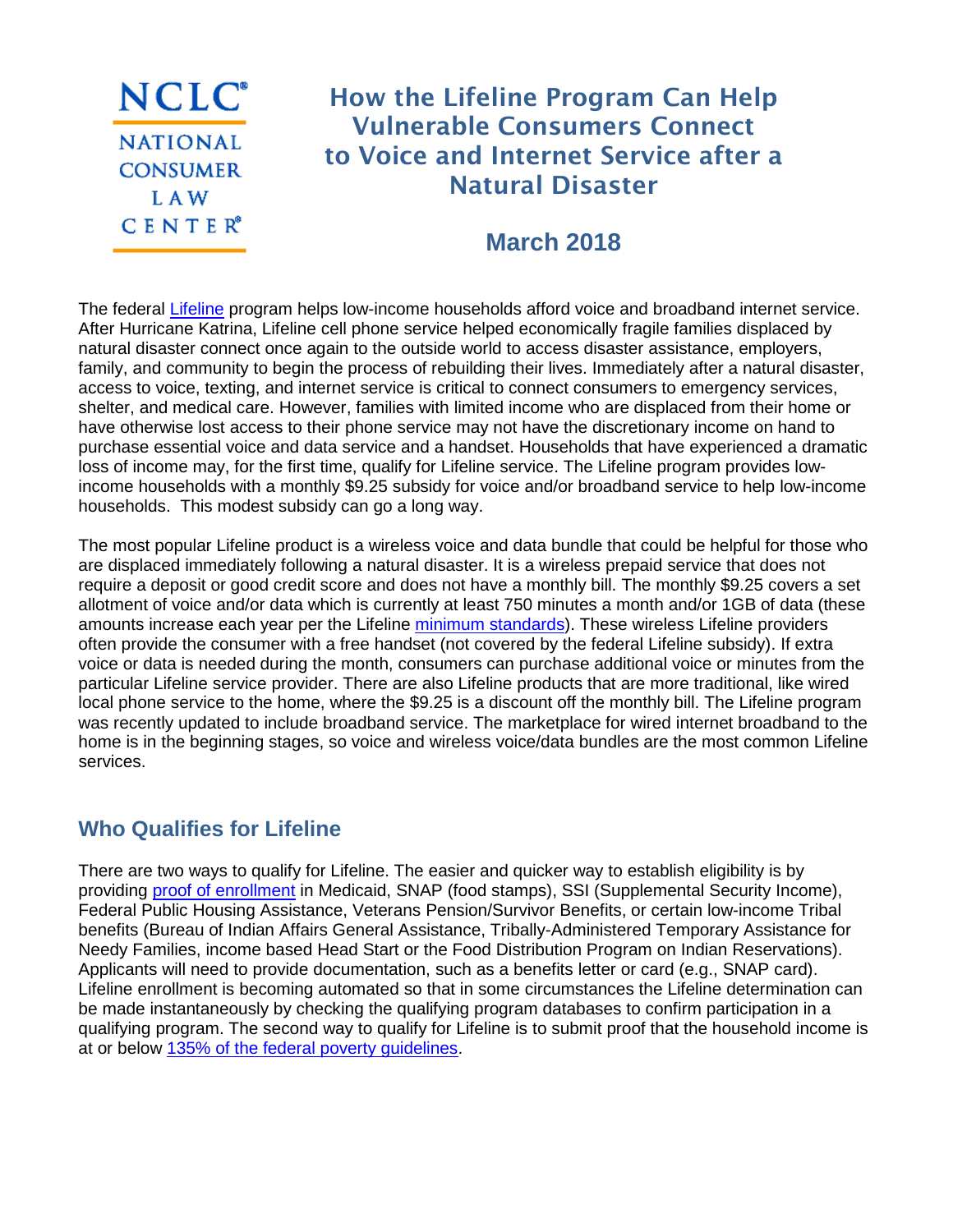NCLC
NATIONAL CONSUMER LAW CENTER

# How the Lifeline Program Can Help Vulnerable Consumers Connect to Voice and Internet Service after a Natural Disaster

## March 2018

The federal Lifeline program helps low-income households afford voice and broadband internet service. After Hurricane Katrina, Lifeline cell phone service helped economically fragile families displaced by natural disaster connect once again to the outside world to access disaster assistance, employers, family, and community to begin the process of rebuilding their lives. Immediately after a natural disaster, access to voice, texting, and internet service is critical to connect consumers to emergency services, shelter, and medical care. However, families with limited income who are displaced from their home or have otherwise lost access to their phone service may not have the discretionary income on hand to purchase essential voice and data service and a handset. Households that have experienced a dramatic loss of income may, for the first time, qualify for Lifeline service. The Lifeline program provides low-income households with a monthly $9.25 subsidy for voice and/or broadband service to help low-income households. This modest subsidy can go a long way.

The most popular Lifeline product is a wireless voice and data bundle that could be helpful for those who are displaced immediately following a natural disaster. It is a wireless prepaid service that does not require a deposit or good credit score and does not have a monthly bill. The monthly $9.25 covers a set allotment of voice and/or data which is currently at least 750 minutes a month and/or 1GB of data (these amounts increase each year per the Lifeline minimum standards). These wireless Lifeline providers often provide the consumer with a free handset (not covered by the federal Lifeline subsidy). If extra voice or data is needed during the month, consumers can purchase additional voice or minutes from the particular Lifeline service provider. There are also Lifeline products that are more traditional, like wired local phone service to the home, where the $9.25 is a discount off the monthly bill. The Lifeline program was recently updated to include broadband service. The marketplace for wired internet broadband to the home is in the beginning stages, so voice and wireless voice/data bundles are the most common Lifeline services.

## Who Qualifies for Lifeline

There are two ways to qualify for Lifeline. The easier and quicker way to establish eligibility is by providing proof of enrollment in Medicaid, SNAP (food stamps), SSI (Supplemental Security Income), Federal Public Housing Assistance, Veterans Pension/Survivor Benefits, or certain low-income Tribal benefits (Bureau of Indian Affairs General Assistance, Tribally-Administered Temporary Assistance for Needy Families, income based Head Start or the Food Distribution Program on Indian Reservations). Applicants will need to provide documentation, such as a benefits letter or card (e.g., SNAP card). Lifeline enrollment is becoming automated so that in some circumstances the Lifeline determination can be made instantaneously by checking the qualifying program databases to confirm participation in a qualifying program. The second way to qualify for Lifeline is to submit proof that the household income is at or below 135% of the federal poverty guidelines.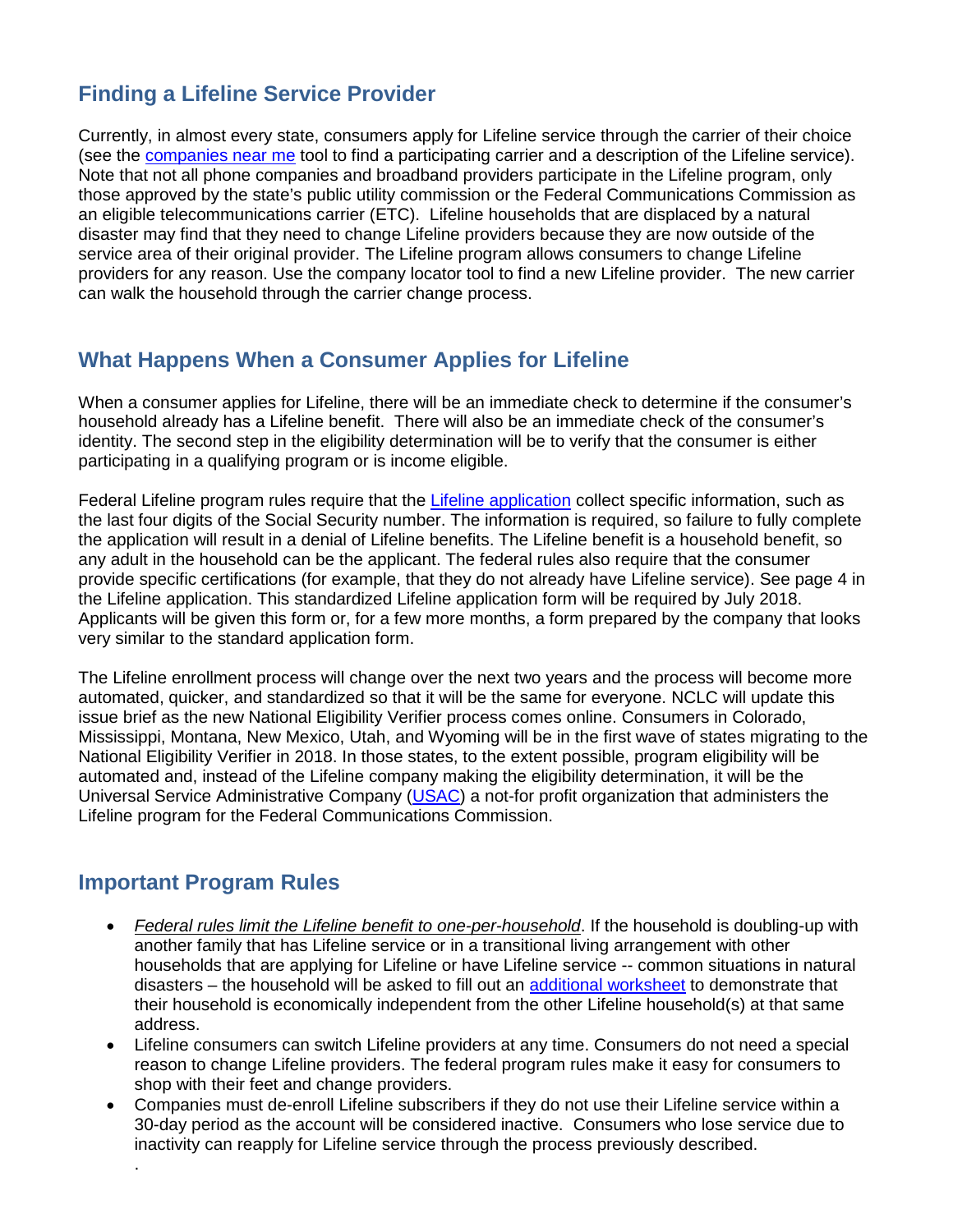## Finding a Lifeline Service Provider

Currently, in almost every state, consumers apply for Lifeline service through the carrier of their choice (see the companies near me tool to find a participating carrier and a description of the Lifeline service). Note that not all phone companies and broadband providers participate in the Lifeline program, only those approved by the state's public utility commission or the Federal Communications Commission as an eligible telecommunications carrier (ETC). Lifeline households that are displaced by a natural disaster may find that they need to change Lifeline providers because they are now outside of the service area of their original provider. The Lifeline program allows consumers to change Lifeline providers for any reason. Use the company locator tool to find a new Lifeline provider. The new carrier can walk the household through the carrier change process.

## What Happens When a Consumer Applies for Lifeline

When a consumer applies for Lifeline, there will be an immediate check to determine if the consumer's household already has a Lifeline benefit. There will also be an immediate check of the consumer's identity. The second step in the eligibility determination will be to verify that the consumer is either participating in a qualifying program or is income eligible.

Federal Lifeline program rules require that the Lifeline application collect specific information, such as the last four digits of the Social Security number. The information is required, so failure to fully complete the application will result in a denial of Lifeline benefits. The Lifeline benefit is a household benefit, so any adult in the household can be the applicant. The federal rules also require that the consumer provide specific certifications (for example, that they do not already have Lifeline service). See page 4 in the Lifeline application. This standardized Lifeline application form will be required by July 2018. Applicants will be given this form or, for a few more months, a form prepared by the company that looks very similar to the standard application form.

The Lifeline enrollment process will change over the next two years and the process will become more automated, quicker, and standardized so that it will be the same for everyone. NCLC will update this issue brief as the new National Eligibility Verifier process comes online. Consumers in Colorado, Mississippi, Montana, New Mexico, Utah, and Wyoming will be in the first wave of states migrating to the National Eligibility Verifier in 2018. In those states, to the extent possible, program eligibility will be automated and, instead of the Lifeline company making the eligibility determination, it will be the Universal Service Administrative Company (USAC) a not-for profit organization that administers the Lifeline program for the Federal Communications Commission.

## Important Program Rules

- *Federal rules limit the Lifeline benefit to one-per-household*. If the household is doubling-up with another family that has Lifeline service or in a transitional living arrangement with other households that are applying for Lifeline or have Lifeline service -- common situations in natural disasters – the household will be asked to fill out an additional worksheet to demonstrate that their household is economically independent from the other Lifeline household(s) at that same address.
- Lifeline consumers can switch Lifeline providers at any time. Consumers do not need a special reason to change Lifeline providers. The federal program rules make it easy for consumers to shop with their feet and change providers.
- Companies must de-enroll Lifeline subscribers if they do not use their Lifeline service within a 30-day period as the account will be considered inactive. Consumers who lose service due to inactivity can reapply for Lifeline service through the process previously described.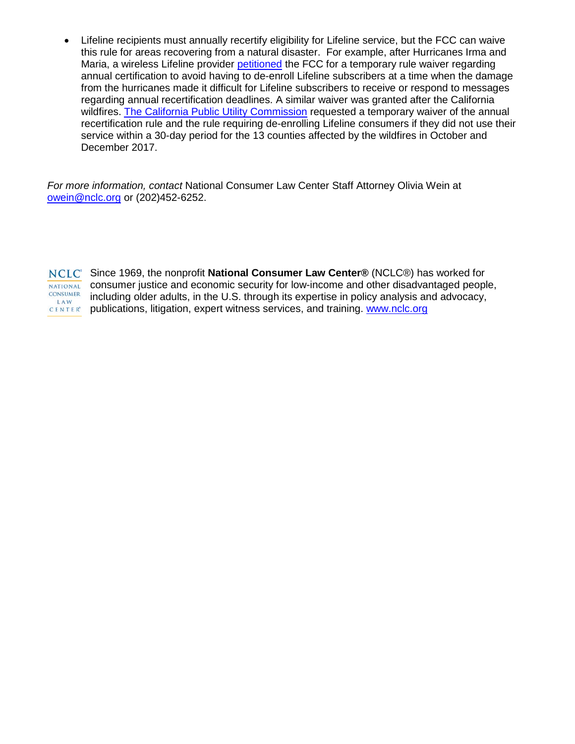- Lifeline recipients must annually recertify eligibility for Lifeline service, but the FCC can waive this rule for areas recovering from a natural disaster. For example, after Hurricanes Irma and Maria, a wireless Lifeline provider petitioned the FCC for a temporary rule waiver regarding annual certification to avoid having to de-enroll Lifeline subscribers at a time when the damage from the hurricanes made it difficult for Lifeline subscribers to receive or respond to messages regarding annual recertification deadlines. A similar waiver was granted after the California wildfires. The California Public Utility Commission requested a temporary waiver of the annual recertification rule and the rule requiring de-enrolling Lifeline consumers if they did not use their service within a 30-day period for the 13 counties affected by the wildfires in October and December 2017.

*For more information, contact* National Consumer Law Center Staff Attorney Olivia Wein at owein@nclc.org or (202)452-6252.

NCLC® NATIONAL CONSUMER LAW CENTER®

Since 1969, the nonprofit **National Consumer Law Center®** (NCLC®) has worked for consumer justice and economic security for low-income and other disadvantaged people, including older adults, in the U.S. through its expertise in policy analysis and advocacy, publications, litigation, expert witness services, and training. www.nclc.org